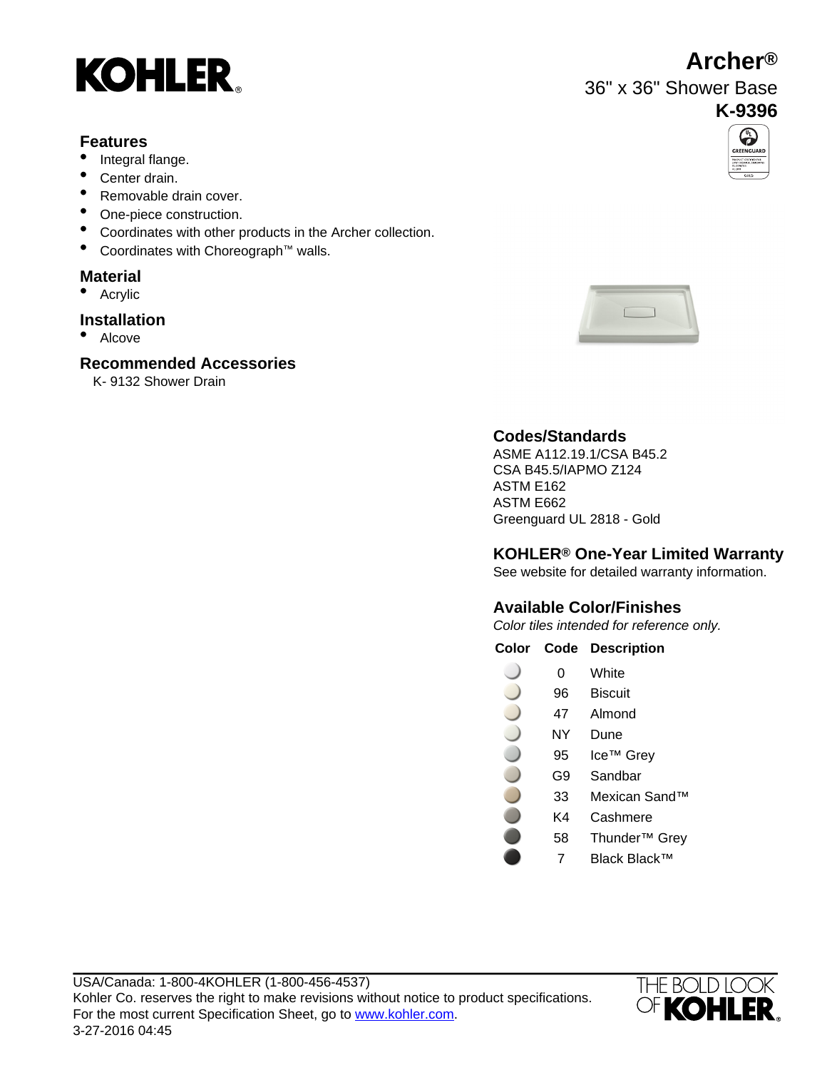# Archer®

## 36" x 36" Shower Base

## K-9396

### Features

- Integral flange.
- Center drain.
- Removable drain cover.
- One-piece construction.
- Coordinates with other products in the Archer collection.
- Coordinates with Choreograph™ walls.

### Material

- Acrylic

### Installation

- Alcove

### Recommended Accessories

K- 9132 Shower Drain

### Codes/Standards

ASME A112.19.1/CSA B45.2
CSA B45.5/IAPMO Z124
ASTM E162
ASTM E662
Greenguard UL 2818 - Gold

### KOHLER® One-Year Limited Warranty

See website for detailed warranty information.

### Available Color/Finishes

*Color tiles intended for reference only.*

| Color | Code | Description |
|---|---|---|
| | 0 | White |
| | 96 | Biscuit |
| | 47 | Almond |
| | NY | Dune |
| | 95 | Ice™ Grey |
| | G9 | Sandbar |
| | 33 | Mexican Sand™ |
| | K4 | Cashmere |
| | 58 | Thunder™ Grey |
| | 7 | Black Black™ |

USA/Canada: 1-800-4KOHLER (1-800-456-4537)
Kohler Co. reserves the right to make revisions without notice to product specifications.
For the most current Specification Sheet, go to www.kohler.com.
3-27-2016 04:45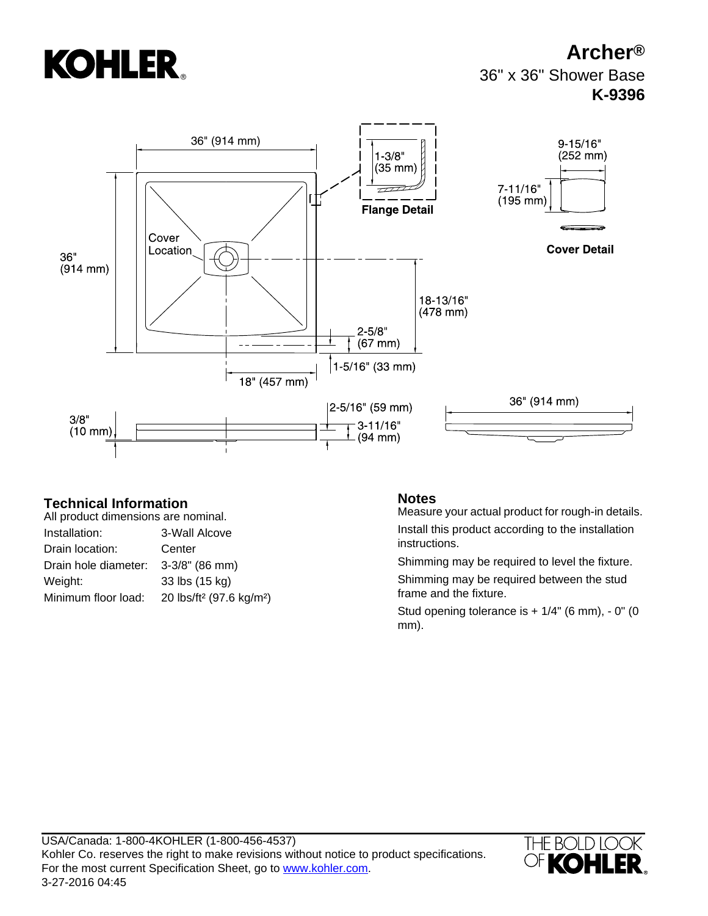# Archer®

36" x 36" Shower Base

**K-9396**

36" (914 mm)

1-3/8"
(35 mm)

**Flange Detail**

9-15/16"
(252 mm)

7-11/16"
(195 mm)

**Cover Detail**

Cover
Location

36"
(914 mm)

18-13/16"
(478 mm)

2-5/8"
(67 mm)

1-5/16" (33 mm)

18" (457 mm)

3/8"
(10 mm)

2-5/16" (59 mm)

3-11/16"
(94 mm)

36" (914 mm)

## Technical Information

All product dimensions are nominal.

| | |
|---|---|
| Installation: | 3-Wall Alcove |
| Drain location: | Center |
| Drain hole diameter: | 3-3/8" (86 mm) |
| Weight: | 33 lbs (15 kg) |
| Minimum floor load: | 20 lbs/ft² (97.6 kg/m²) |

## Notes

Measure your actual product for rough-in details.

Install this product according to the installation instructions.

Shimming may be required to level the fixture.

Shimming may be required between the stud frame and the fixture.

Stud opening tolerance is + 1/4" (6 mm), - 0" (0 mm).

USA/Canada: 1-800-4KOHLER (1-800-456-4537)
Kohler Co. reserves the right to make revisions without notice to product specifications.
For the most current Specification Sheet, go to www.kohler.com.
3-27-2016 04:45